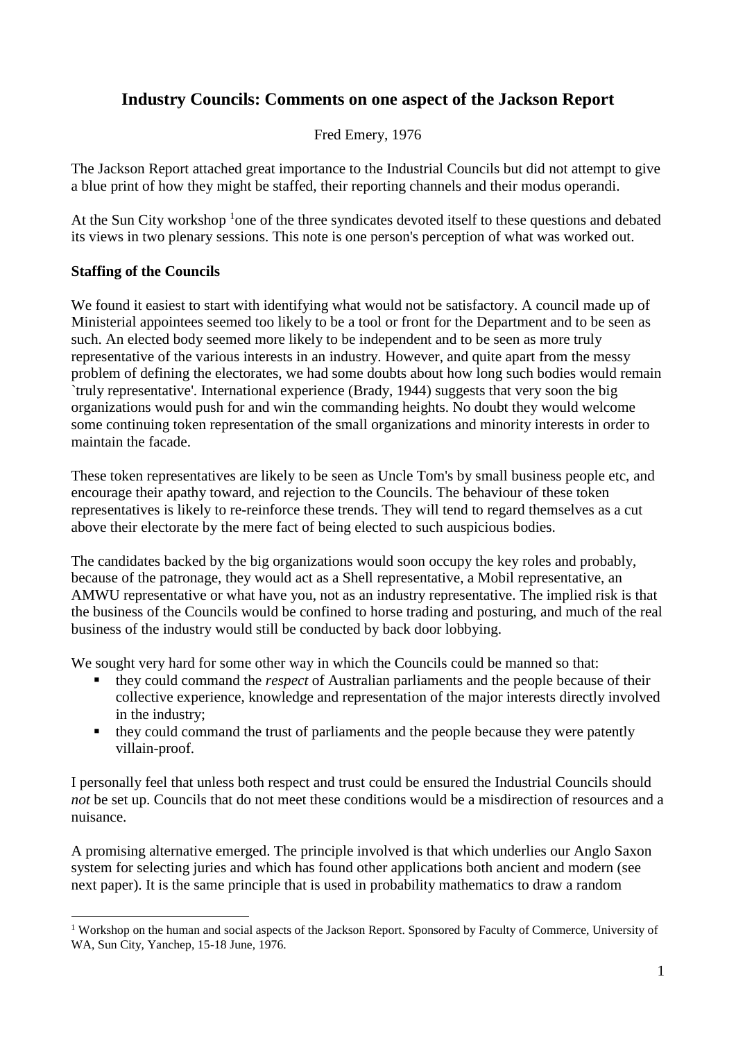# Industry Councils: Comments on one aspect of the Jackson Report

Fred Emery, 1976

The Jackson Report attached great importance to the Industrial Councils but did not attempt to give a blue print of how they might be staffed, their reporting channels and their modus operandi.

At the Sun City workshop [1]one of the three syndicates devoted itself to these questions and debated its views in two plenary sessions. This note is one person's perception of what was worked out.

### Staffing of the Councils

We found it easiest to start with identifying what would not be satisfactory. A council made up of Ministerial appointees seemed too likely to be a tool or front for the Department and to be seen as such. An elected body seemed more likely to be independent and to be seen as more truly representative of the various interests in an industry. However, and quite apart from the messy problem of defining the electorates, we had some doubts about how long such bodies would remain `truly representative'. International experience (Brady, 1944) suggests that very soon the big organizations would push for and win the commanding heights. No doubt they would welcome some continuing token representation of the small organizations and minority interests in order to maintain the facade.

These token representatives are likely to be seen as Uncle Tom's by small business people etc, and encourage their apathy toward, and rejection to the Councils. The behaviour of these token representatives is likely to re-reinforce these trends. They will tend to regard themselves as a cut above their electorate by the mere fact of being elected to such auspicious bodies.

The candidates backed by the big organizations would soon occupy the key roles and probably, because of the patronage, they would act as a Shell representative, a Mobil representative, an AMWU representative or what have you, not as an industry representative. The implied risk is that the business of the Councils would be confined to horse trading and posturing, and much of the real business of the industry would still be conducted by back door lobbying.

We sought very hard for some other way in which the Councils could be manned so that:

- they could command the *respect* of Australian parliaments and the people because of their collective experience, knowledge and representation of the major interests directly involved in the industry;
- they could command the trust of parliaments and the people because they were patently villain-proof.

I personally feel that unless both respect and trust could be ensured the Industrial Councils should *not* be set up. Councils that do not meet these conditions would be a misdirection of resources and a nuisance.

A promising alternative emerged. The principle involved is that which underlies our Anglo Saxon system for selecting juries and which has found other applications both ancient and modern (see next paper). It is the same principle that is used in probability mathematics to draw a random

[1] Workshop on the human and social aspects of the Jackson Report. Sponsored by Faculty of Commerce, University of WA, Sun City, Yanchep, 15-18 June, 1976.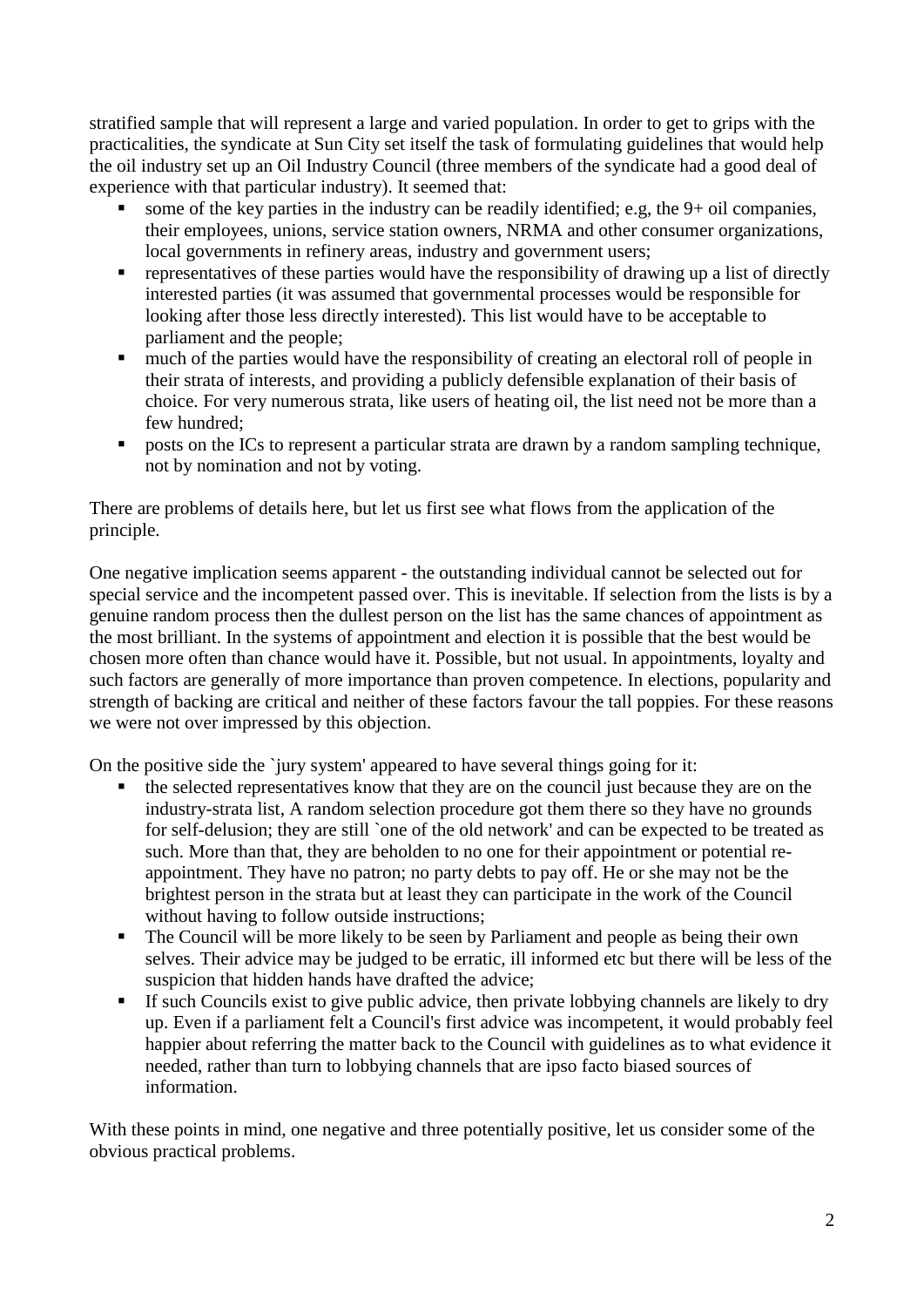stratified sample that will represent a large and varied population. In order to get to grips with the practicalities, the syndicate at Sun City set itself the task of formulating guidelines that would help the oil industry set up an Oil Industry Council (three members of the syndicate had a good deal of experience with that particular industry). It seemed that:

- some of the key parties in the industry can be readily identified; e.g, the 9+ oil companies, their employees, unions, service station owners, NRMA and other consumer organizations, local governments in refinery areas, industry and government users;
- representatives of these parties would have the responsibility of drawing up a list of directly interested parties (it was assumed that governmental processes would be responsible for looking after those less directly interested). This list would have to be acceptable to parliament and the people;
- much of the parties would have the responsibility of creating an electoral roll of people in their strata of interests, and providing a publicly defensible explanation of their basis of choice. For very numerous strata, like users of heating oil, the list need not be more than a few hundred;
- posts on the ICs to represent a particular strata are drawn by a random sampling technique, not by nomination and not by voting.

There are problems of details here, but let us first see what flows from the application of the principle.

One negative implication seems apparent - the outstanding individual cannot be selected out for special service and the incompetent passed over. This is inevitable. If selection from the lists is by a genuine random process then the dullest person on the list has the same chances of appointment as the most brilliant. In the systems of appointment and election it is possible that the best would be chosen more often than chance would have it. Possible, but not usual. In appointments, loyalty and such factors are generally of more importance than proven competence. In elections, popularity and strength of backing are critical and neither of these factors favour the tall poppies. For these reasons we were not over impressed by this objection.

On the positive side the `jury system' appeared to have several things going for it:

- the selected representatives know that they are on the council just because they are on the industry-strata list, A random selection procedure got them there so they have no grounds for self-delusion; they are still `one of the old network' and can be expected to be treated as such. More than that, they are beholden to no one for their appointment or potential re-appointment. They have no patron; no party debts to pay off. He or she may not be the brightest person in the strata but at least they can participate in the work of the Council without having to follow outside instructions;
- The Council will be more likely to be seen by Parliament and people as being their own selves. Their advice may be judged to be erratic, ill informed etc but there will be less of the suspicion that hidden hands have drafted the advice;
- If such Councils exist to give public advice, then private lobbying channels are likely to dry up. Even if a parliament felt a Council's first advice was incompetent, it would probably feel happier about referring the matter back to the Council with guidelines as to what evidence it needed, rather than turn to lobbying channels that are ipso facto biased sources of information.

With these points in mind, one negative and three potentially positive, let us consider some of the obvious practical problems.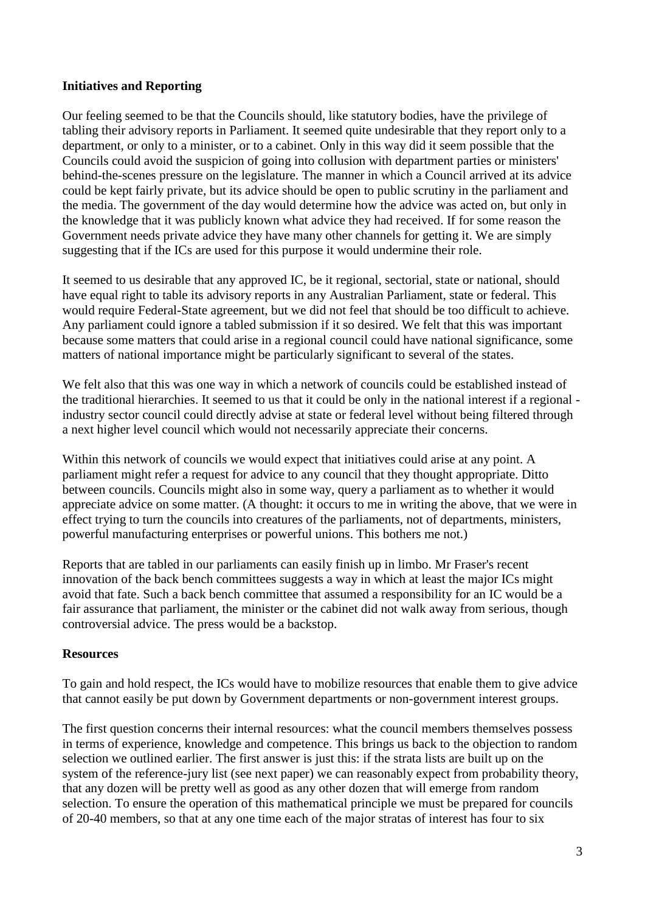**Initiatives and Reporting**

Our feeling seemed to be that the Councils should, like statutory bodies, have the privilege of tabling their advisory reports in Parliament. It seemed quite undesirable that they report only to a department, or only to a minister, or to a cabinet. Only in this way did it seem possible that the Councils could avoid the suspicion of going into collusion with department parties or ministers' behind-the-scenes pressure on the legislature. The manner in which a Council arrived at its advice could be kept fairly private, but its advice should be open to public scrutiny in the parliament and the media. The government of the day would determine how the advice was acted on, but only in the knowledge that it was publicly known what advice they had received. If for some reason the Government needs private advice they have many other channels for getting it. We are simply suggesting that if the ICs are used for this purpose it would undermine their role.

It seemed to us desirable that any approved IC, be it regional, sectorial, state or national, should have equal right to table its advisory reports in any Australian Parliament, state or federal. This would require Federal-State agreement, but we did not feel that should be too difficult to achieve. Any parliament could ignore a tabled submission if it so desired. We felt that this was important because some matters that could arise in a regional council could have national significance, some matters of national importance might be particularly significant to several of the states.

We felt also that this was one way in which a network of councils could be established instead of the traditional hierarchies. It seemed to us that it could be only in the national interest if a regional - industry sector council could directly advise at state or federal level without being filtered through a next higher level council which would not necessarily appreciate their concerns.

Within this network of councils we would expect that initiatives could arise at any point. A parliament might refer a request for advice to any council that they thought appropriate. Ditto between councils. Councils might also in some way, query a parliament as to whether it would appreciate advice on some matter. (A thought: it occurs to me in writing the above, that we were in effect trying to turn the councils into creatures of the parliaments, not of departments, ministers, powerful manufacturing enterprises or powerful unions. This bothers me not.)

Reports that are tabled in our parliaments can easily finish up in limbo. Mr Fraser's recent innovation of the back bench committees suggests a way in which at least the major ICs might avoid that fate. Such a back bench committee that assumed a responsibility for an IC would be a fair assurance that parliament, the minister or the cabinet did not walk away from serious, though controversial advice. The press would be a backstop.

**Resources**

To gain and hold respect, the ICs would have to mobilize resources that enable them to give advice that cannot easily be put down by Government departments or non-government interest groups.

The first question concerns their internal resources: what the council members themselves possess in terms of experience, knowledge and competence. This brings us back to the objection to random selection we outlined earlier. The first answer is just this: if the strata lists are built up on the system of the reference-jury list (see next paper) we can reasonably expect from probability theory, that any dozen will be pretty well as good as any other dozen that will emerge from random selection. To ensure the operation of this mathematical principle we must be prepared for councils of 20-40 members, so that at any one time each of the major stratas of interest has four to six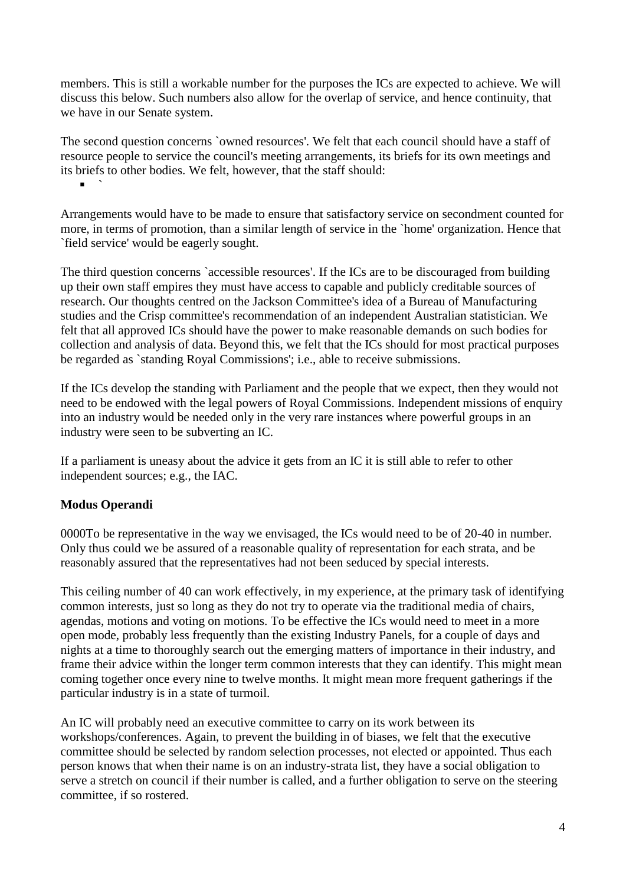members. This is still a workable number for the purposes the ICs are expected to achieve. We will discuss this below. Such numbers also allow for the overlap of service, and hence continuity, that we have in our Senate system.

The second question concerns `owned resources'. We felt that each council should have a staff of resource people to service the council's meeting arrangements, its briefs for its own meetings and its briefs to other bodies. We felt, however, that the staff should:

- `

Arrangements would have to be made to ensure that satisfactory service on secondment counted for more, in terms of promotion, than a similar length of service in the `home' organization. Hence that `field service' would be eagerly sought.

The third question concerns `accessible resources'. If the ICs are to be discouraged from building up their own staff empires they must have access to capable and publicly creditable sources of research. Our thoughts centred on the Jackson Committee's idea of a Bureau of Manufacturing studies and the Crisp committee's recommendation of an independent Australian statistician. We felt that all approved ICs should have the power to make reasonable demands on such bodies for collection and analysis of data. Beyond this, we felt that the ICs should for most practical purposes be regarded as `standing Royal Commissions'; i.e., able to receive submissions.

If the ICs develop the standing with Parliament and the people that we expect, then they would not need to be endowed with the legal powers of Royal Commissions. Independent missions of enquiry into an industry would be needed only in the very rare instances where powerful groups in an industry were seen to be subverting an IC.

If a parliament is uneasy about the advice it gets from an IC it is still able to refer to other independent sources; e.g., the IAC.

**Modus Operandi**

0000To be representative in the way we envisaged, the ICs would need to be of 20-40 in number. Only thus could we be assured of a reasonable quality of representation for each strata, and be reasonably assured that the representatives had not been seduced by special interests.

This ceiling number of 40 can work effectively, in my experience, at the primary task of identifying common interests, just so long as they do not try to operate via the traditional media of chairs, agendas, motions and voting on motions. To be effective the ICs would need to meet in a more open mode, probably less frequently than the existing Industry Panels, for a couple of days and nights at a time to thoroughly search out the emerging matters of importance in their industry, and frame their advice within the longer term common interests that they can identify. This might mean coming together once every nine to twelve months. It might mean more frequent gatherings if the particular industry is in a state of turmoil.

An IC will probably need an executive committee to carry on its work between its workshops/conferences. Again, to prevent the building in of biases, we felt that the executive committee should be selected by random selection processes, not elected or appointed. Thus each person knows that when their name is on an industry-strata list, they have a social obligation to serve a stretch on council if their number is called, and a further obligation to serve on the steering committee, if so rostered.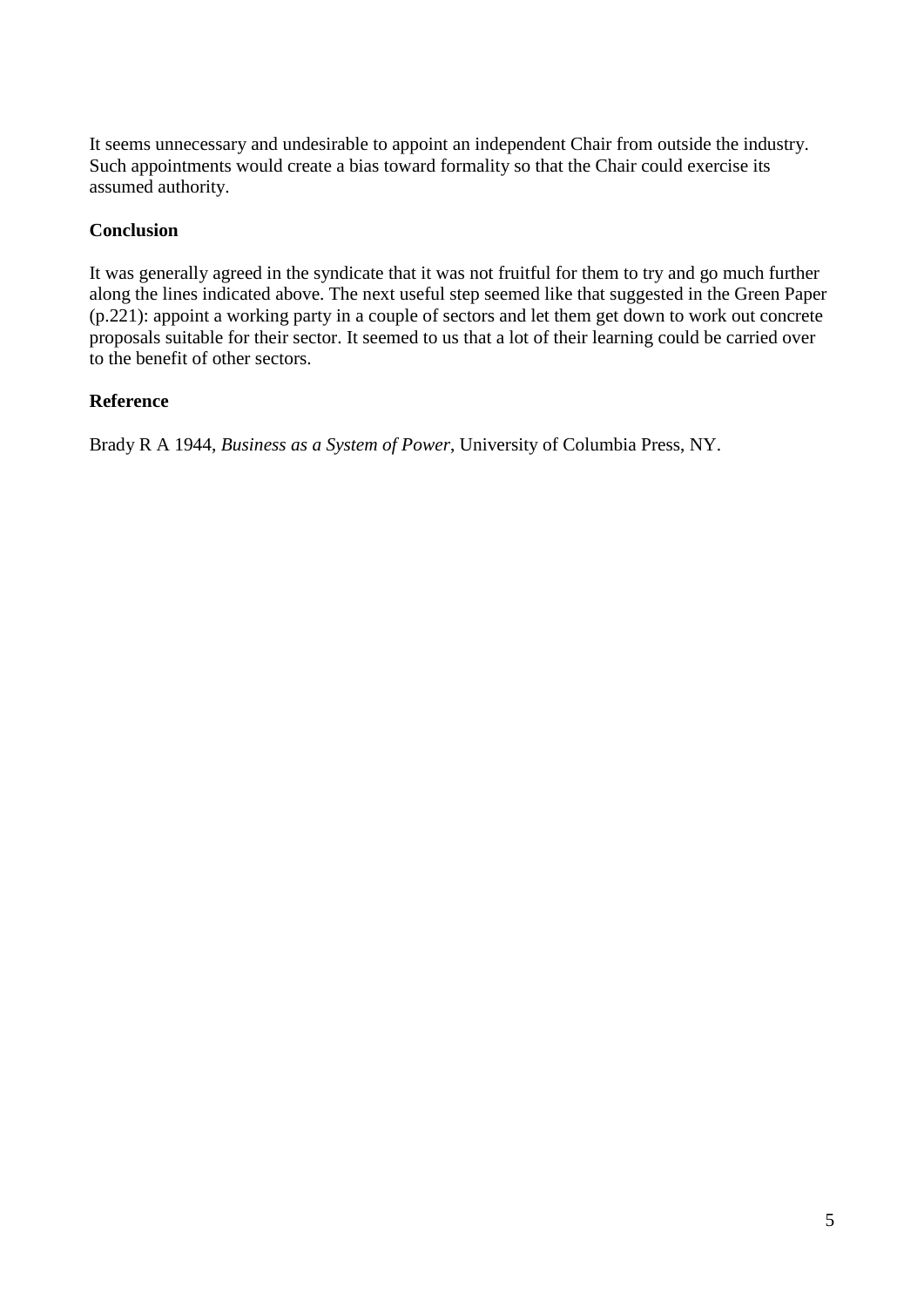It seems unnecessary and undesirable to appoint an independent Chair from outside the industry. Such appointments would create a bias toward formality so that the Chair could exercise its assumed authority.

## Conclusion

It was generally agreed in the syndicate that it was not fruitful for them to try and go much further along the lines indicated above. The next useful step seemed like that suggested in the Green Paper (p.221): appoint a working party in a couple of sectors and let them get down to work out concrete proposals suitable for their sector. It seemed to us that a lot of their learning could be carried over to the benefit of other sectors.

## Reference

Brady R A 1944, *Business as a System of Power*, University of Columbia Press, NY.